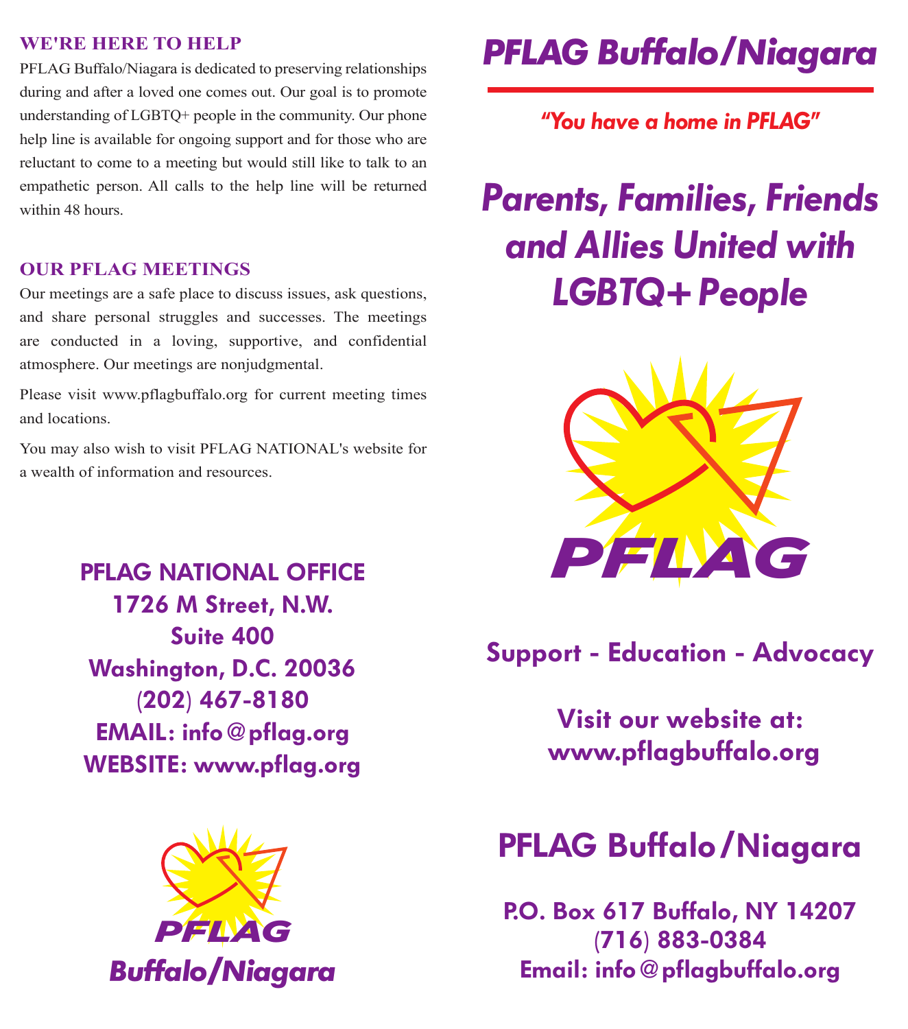## WE'RE HERE TO HELP

PFLAG Buffalo/Niagara is dedicated to preserving relationships during and after a loved one comes out. Our goal is to promote understanding of LGBTQ+ people in the community. Our phone help line is available for ongoing support and for those who are reluctant to come to a meeting but would still like to talk to an empathetic person. All calls to the help line will be returned within 48 hours.

## OUR PFLAG MEETINGS

Our meetings are a safe place to discuss issues, ask questions, and share personal struggles and successes. The meetings are conducted in a loving, supportive, and confidential atmosphere. Our meetings are nonjudgmental.

Please visit www.pflagbuffalo.org for current meeting times and locations.

You may also wish to visit PFLAG NATIONAL's website for a wealth of information and resources.

**PFLAG NATIONAL OFFICE**
**1726 M Street, N.W.**
**Suite 400**
**Washington, D.C. 20036**
**(202) 467-8180**
**EMAIL: info@pflag.org**
**WEBSITE: www.pflag.org**

**PFLAG**
***Buffalo/Niagara***

# *PFLAG Buffalo/Niagara*

*"You have a home in PFLAG"*

## *Parents, Families, Friends and Allies United with LGBTQ+ People*

**PFLAG**

**Support - Education - Advocacy**

**Visit our website at:**
**www.pflagbuffalo.org**

## PFLAG Buffalo/Niagara

**P.O. Box 617 Buffalo, NY 14207**
**(716) 883-0384**
**Email: info@pflagbuffalo.org**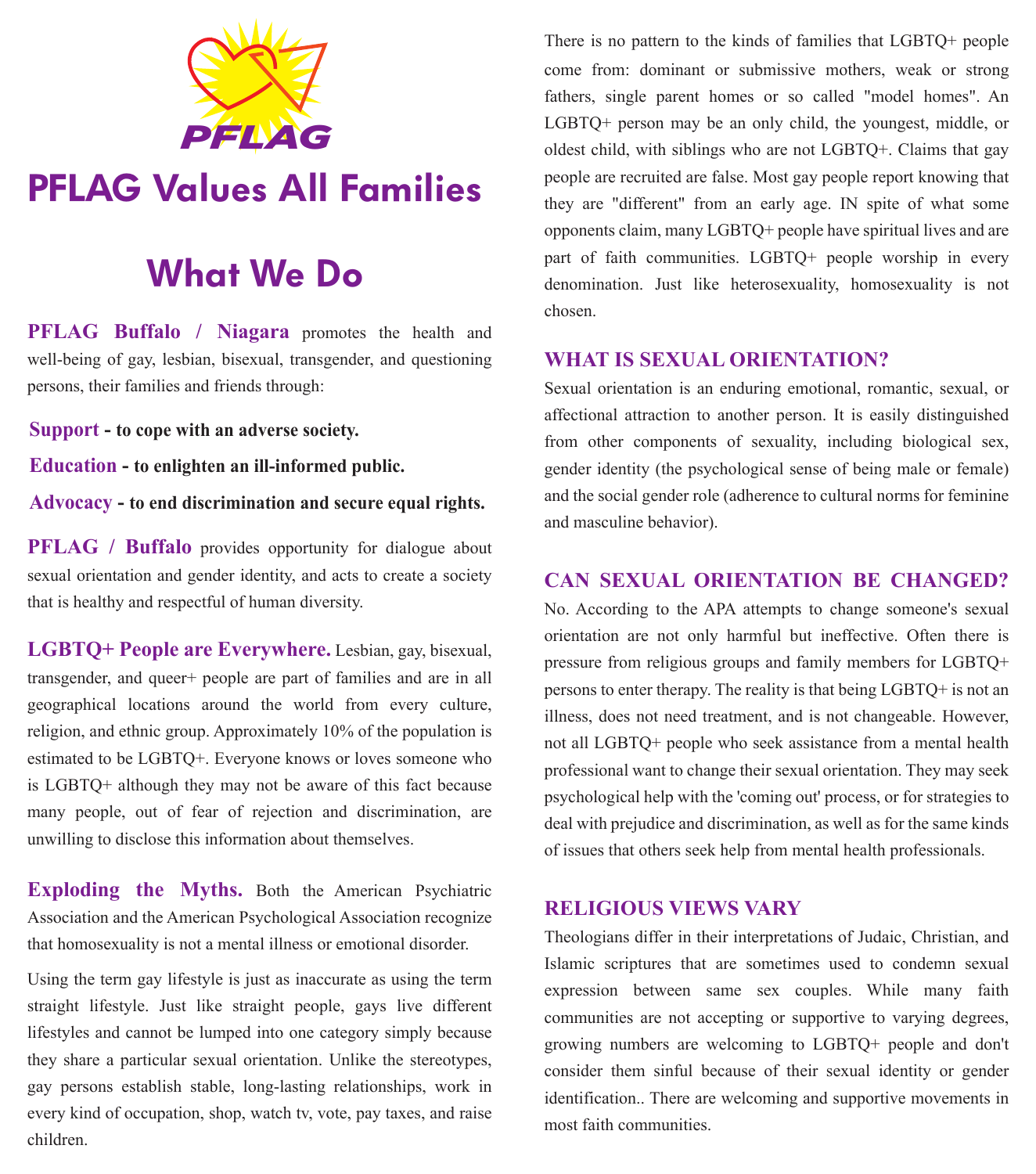PFLAG

# PFLAG Values All Families

## What We Do

**PFLAG Buffalo / Niagara** promotes the health and well-being of gay, lesbian, bisexual, transgender, and questioning persons, their families and friends through:

**Support - to cope with an adverse society.**
**Education - to enlighten an ill-informed public.**
**Advocacy - to end discrimination and secure equal rights.**

**PFLAG / Buffalo** provides opportunity for dialogue about sexual orientation and gender identity, and acts to create a society that is healthy and respectful of human diversity.

**LGBTQ+ People are Everywhere.** Lesbian, gay, bisexual, transgender, and queer+ people are part of families and are in all geographical locations around the world from every culture, religion, and ethnic group. Approximately 10% of the population is estimated to be LGBTQ+. Everyone knows or loves someone who is LGBTQ+ although they may not be aware of this fact because many people, out of fear of rejection and discrimination, are unwilling to disclose this information about themselves.

**Exploding the Myths.** Both the American Psychiatric Association and the American Psychological Association recognize that homosexuality is not a mental illness or emotional disorder.

Using the term gay lifestyle is just as inaccurate as using the term straight lifestyle. Just like straight people, gays live different lifestyles and cannot be lumped into one category simply because they share a particular sexual orientation. Unlike the stereotypes, gay persons establish stable, long-lasting relationships, work in every kind of occupation, shop, watch tv, vote, pay taxes, and raise children.

There is no pattern to the kinds of families that LGBTQ+ people come from: dominant or submissive mothers, weak or strong fathers, single parent homes or so called "model homes". An LGBTQ+ person may be an only child, the youngest, middle, or oldest child, with siblings who are not LGBTQ+. Claims that gay people are recruited are false. Most gay people report knowing that they are "different" from an early age. IN spite of what some opponents claim, many LGBTQ+ people have spiritual lives and are part of faith communities. LGBTQ+ people worship in every denomination. Just like heterosexuality, homosexuality is not chosen.

### WHAT IS SEXUAL ORIENTATION?

Sexual orientation is an enduring emotional, romantic, sexual, or affectional attraction to another person. It is easily distinguished from other components of sexuality, including biological sex, gender identity (the psychological sense of being male or female) and the social gender role (adherence to cultural norms for feminine and masculine behavior).

### CAN SEXUAL ORIENTATION BE CHANGED?

No. According to the APA attempts to change someone's sexual orientation are not only harmful but ineffective. Often there is pressure from religious groups and family members for LGBTQ+ persons to enter therapy. The reality is that being LGBTQ+ is not an illness, does not need treatment, and is not changeable. However, not all LGBTQ+ people who seek assistance from a mental health professional want to change their sexual orientation. They may seek psychological help with the 'coming out' process, or for strategies to deal with prejudice and discrimination, as well as for the same kinds of issues that others seek help from mental health professionals.

### RELIGIOUS VIEWS VARY

Theologians differ in their interpretations of Judaic, Christian, and Islamic scriptures that are sometimes used to condemn sexual expression between same sex couples. While many faith communities are not accepting or supportive to varying degrees, growing numbers are welcoming to LGBTQ+ people and don't consider them sinful because of their sexual identity or gender identification.. There are welcoming and supportive movements in most faith communities.